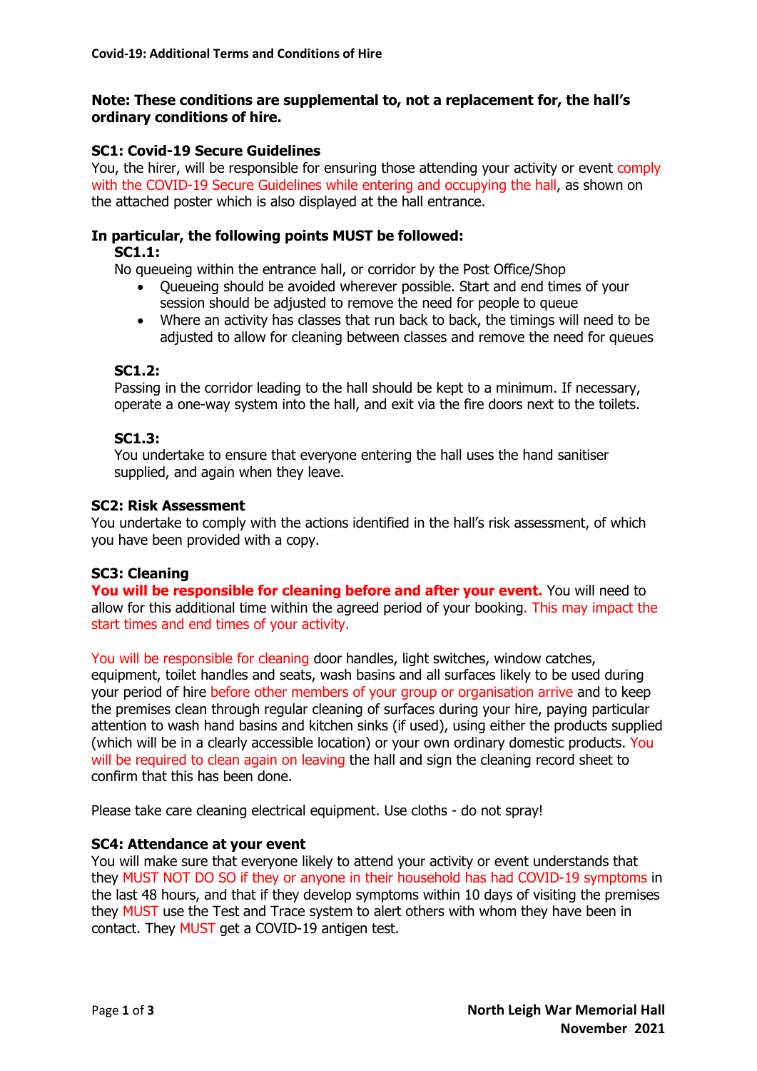**Covid-19: Additional Terms and Conditions of Hire**

**Note: These conditions are supplemental to, not a replacement for, the hall's ordinary conditions of hire.**

### SC1: Covid-19 Secure Guidelines

You, the hirer, will be responsible for ensuring those attending your activity or event comply with the COVID-19 Secure Guidelines while entering and occupying the hall, as shown on the attached poster which is also displayed at the hall entrance.

### In particular, the following points MUST be followed:

**SC1.1:**

No queueing within the entrance hall, or corridor by the Post Office/Shop

- Queueing should be avoided wherever possible. Start and end times of your session should be adjusted to remove the need for people to queue
- Where an activity has classes that run back to back, the timings will need to be adjusted to allow for cleaning between classes and remove the need for queues

**SC1.2:**

Passing in the corridor leading to the hall should be kept to a minimum. If necessary, operate a one-way system into the hall, and exit via the fire doors next to the toilets.

**SC1.3:**

You undertake to ensure that everyone entering the hall uses the hand sanitiser supplied, and again when they leave.

### SC2: Risk Assessment

You undertake to comply with the actions identified in the hall's risk assessment, of which you have been provided with a copy.

### SC3: Cleaning

**You will be responsible for cleaning before and after your event.** You will need to allow for this additional time within the agreed period of your booking. This may impact the start times and end times of your activity.

You will be responsible for cleaning door handles, light switches, window catches, equipment, toilet handles and seats, wash basins and all surfaces likely to be used during your period of hire before other members of your group or organisation arrive and to keep the premises clean through regular cleaning of surfaces during your hire, paying particular attention to wash hand basins and kitchen sinks (if used), using either the products supplied (which will be in a clearly accessible location) or your own ordinary domestic products. You will be required to clean again on leaving the hall and sign the cleaning record sheet to confirm that this has been done.

Please take care cleaning electrical equipment. Use cloths - do not spray!

### SC4: Attendance at your event

You will make sure that everyone likely to attend your activity or event understands that they MUST NOT DO SO if they or anyone in their household has had COVID-19 symptoms in the last 48 hours, and that if they develop symptoms within 10 days of visiting the premises they MUST use the Test and Trace system to alert others with whom they have been in contact. They MUST get a COVID-19 antigen test.

**North Leigh War Memorial Hall**
**November 2021**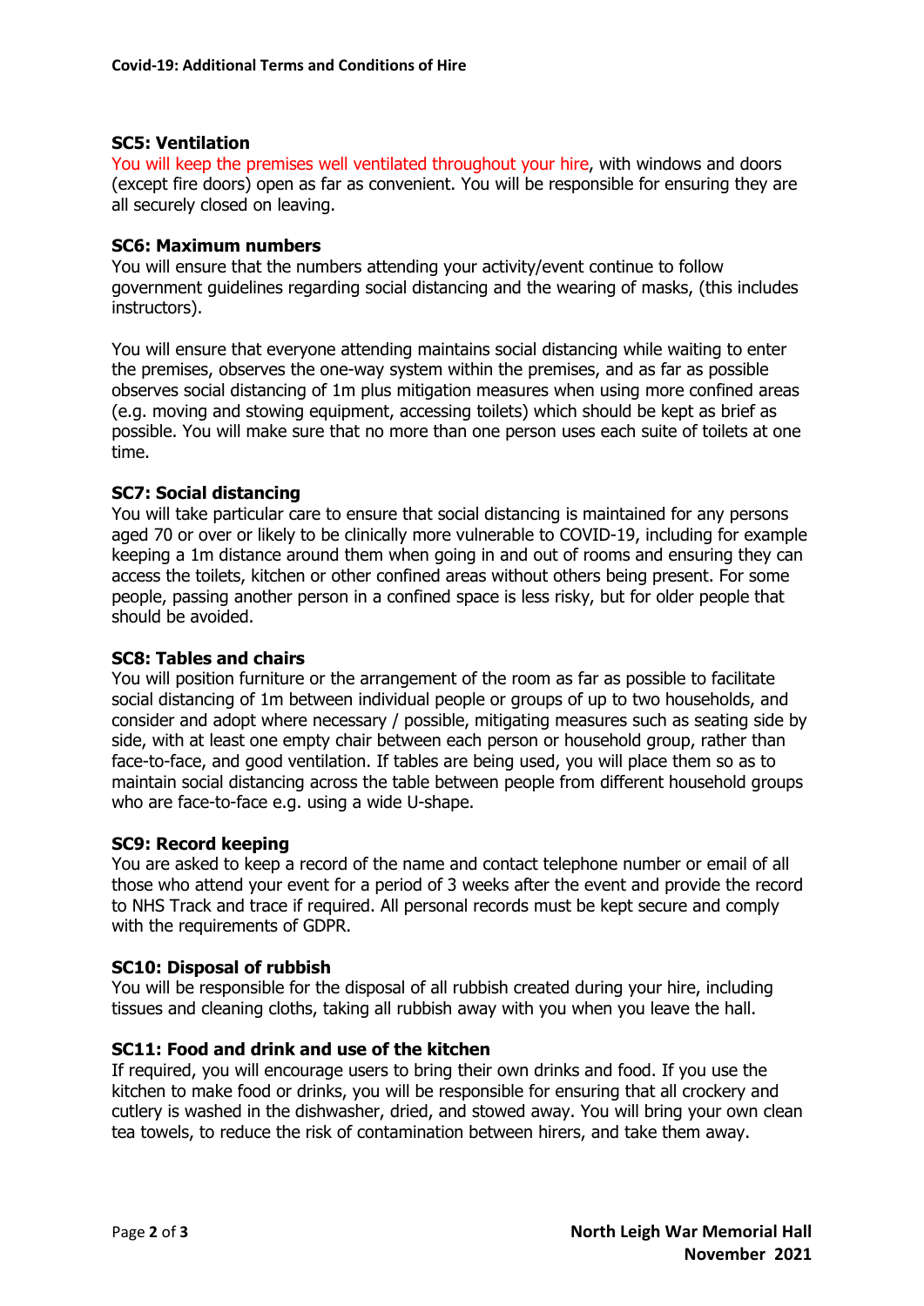**Covid-19: Additional Terms and Conditions of Hire**

### SC5: Ventilation

You will keep the premises well ventilated throughout your hire, with windows and doors (except fire doors) open as far as convenient. You will be responsible for ensuring they are all securely closed on leaving.

### SC6: Maximum numbers

You will ensure that the numbers attending your activity/event continue to follow government guidelines regarding social distancing and the wearing of masks, (this includes instructors).

You will ensure that everyone attending maintains social distancing while waiting to enter the premises, observes the one-way system within the premises, and as far as possible observes social distancing of 1m plus mitigation measures when using more confined areas (e.g. moving and stowing equipment, accessing toilets) which should be kept as brief as possible. You will make sure that no more than one person uses each suite of toilets at one time.

### SC7: Social distancing

You will take particular care to ensure that social distancing is maintained for any persons aged 70 or over or likely to be clinically more vulnerable to COVID-19, including for example keeping a 1m distance around them when going in and out of rooms and ensuring they can access the toilets, kitchen or other confined areas without others being present. For some people, passing another person in a confined space is less risky, but for older people that should be avoided.

### SC8: Tables and chairs

You will position furniture or the arrangement of the room as far as possible to facilitate social distancing of 1m between individual people or groups of up to two households, and consider and adopt where necessary / possible, mitigating measures such as seating side by side, with at least one empty chair between each person or household group, rather than face-to-face, and good ventilation. If tables are being used, you will place them so as to maintain social distancing across the table between people from different household groups who are face-to-face e.g. using a wide U-shape.

### SC9: Record keeping

You are asked to keep a record of the name and contact telephone number or email of all those who attend your event for a period of 3 weeks after the event and provide the record to NHS Track and trace if required. All personal records must be kept secure and comply with the requirements of GDPR.

### SC10: Disposal of rubbish

You will be responsible for the disposal of all rubbish created during your hire, including tissues and cleaning cloths, taking all rubbish away with you when you leave the hall.

### SC11: Food and drink and use of the kitchen

If required, you will encourage users to bring their own drinks and food. If you use the kitchen to make food or drinks, you will be responsible for ensuring that all crockery and cutlery is washed in the dishwasher, dried, and stowed away. You will bring your own clean tea towels, to reduce the risk of contamination between hirers, and take them away.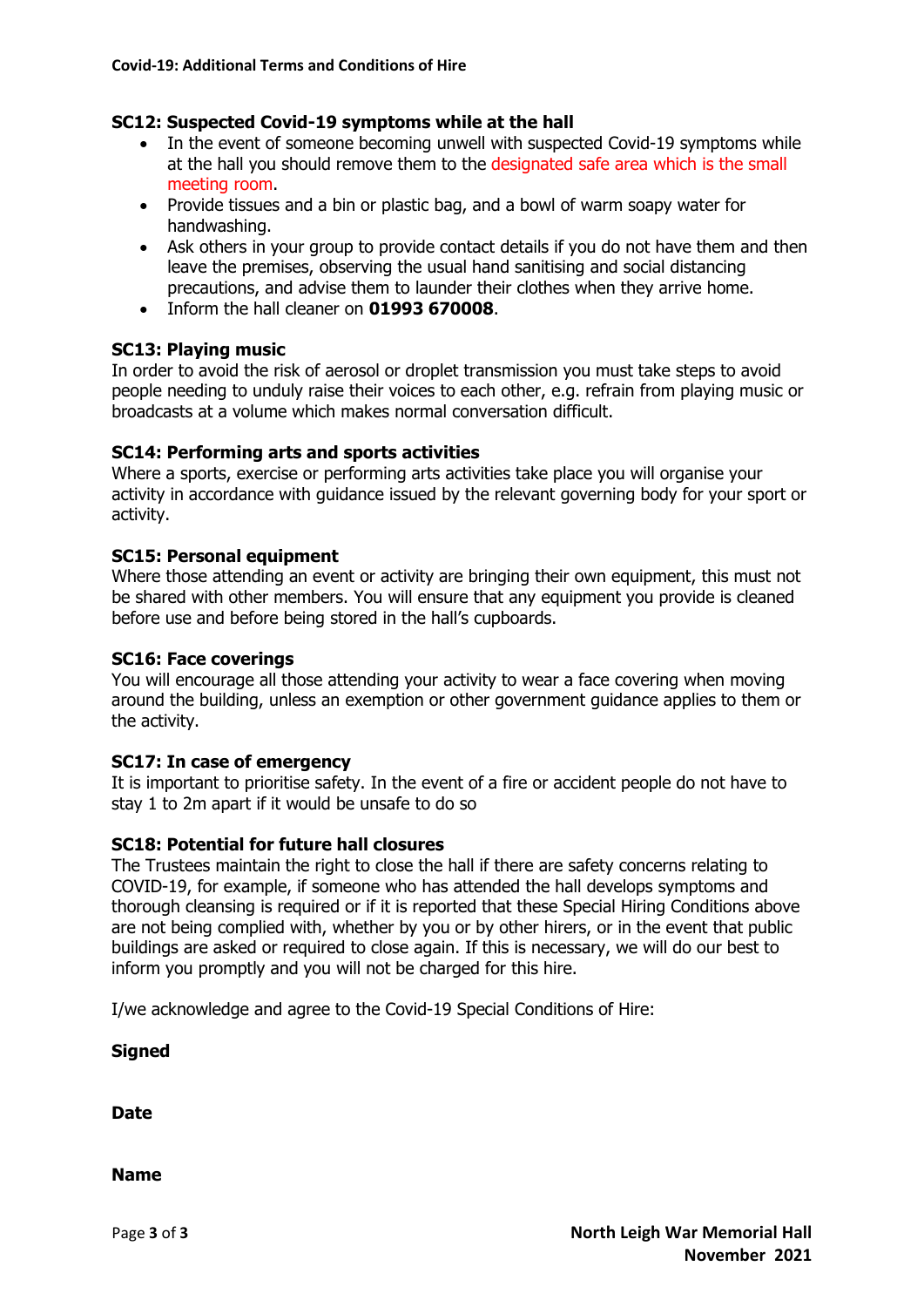### SC12: Suspected Covid-19 symptoms while at the hall

- In the event of someone becoming unwell with suspected Covid-19 symptoms while at the hall you should remove them to the designated safe area which is the small meeting room.
- Provide tissues and a bin or plastic bag, and a bowl of warm soapy water for handwashing.
- Ask others in your group to provide contact details if you do not have them and then leave the premises, observing the usual hand sanitising and social distancing precautions, and advise them to launder their clothes when they arrive home.
- Inform the hall cleaner on **01993 670008**.

### SC13: Playing music

In order to avoid the risk of aerosol or droplet transmission you must take steps to avoid people needing to unduly raise their voices to each other, e.g. refrain from playing music or broadcasts at a volume which makes normal conversation difficult.

### SC14: Performing arts and sports activities

Where a sports, exercise or performing arts activities take place you will organise your activity in accordance with guidance issued by the relevant governing body for your sport or activity.

### SC15: Personal equipment

Where those attending an event or activity are bringing their own equipment, this must not be shared with other members. You will ensure that any equipment you provide is cleaned before use and before being stored in the hall's cupboards.

### SC16: Face coverings

You will encourage all those attending your activity to wear a face covering when moving around the building, unless an exemption or other government guidance applies to them or the activity.

### SC17: In case of emergency

It is important to prioritise safety. In the event of a fire or accident people do not have to stay 1 to 2m apart if it would be unsafe to do so

### SC18: Potential for future hall closures

The Trustees maintain the right to close the hall if there are safety concerns relating to COVID-19, for example, if someone who has attended the hall develops symptoms and thorough cleansing is required or if it is reported that these Special Hiring Conditions above are not being complied with, whether by you or by other hirers, or in the event that public buildings are asked or required to close again. If this is necessary, we will do our best to inform you promptly and you will not be charged for this hire.

I/we acknowledge and agree to the Covid-19 Special Conditions of Hire:

**Signed**

**Date**

**Name**